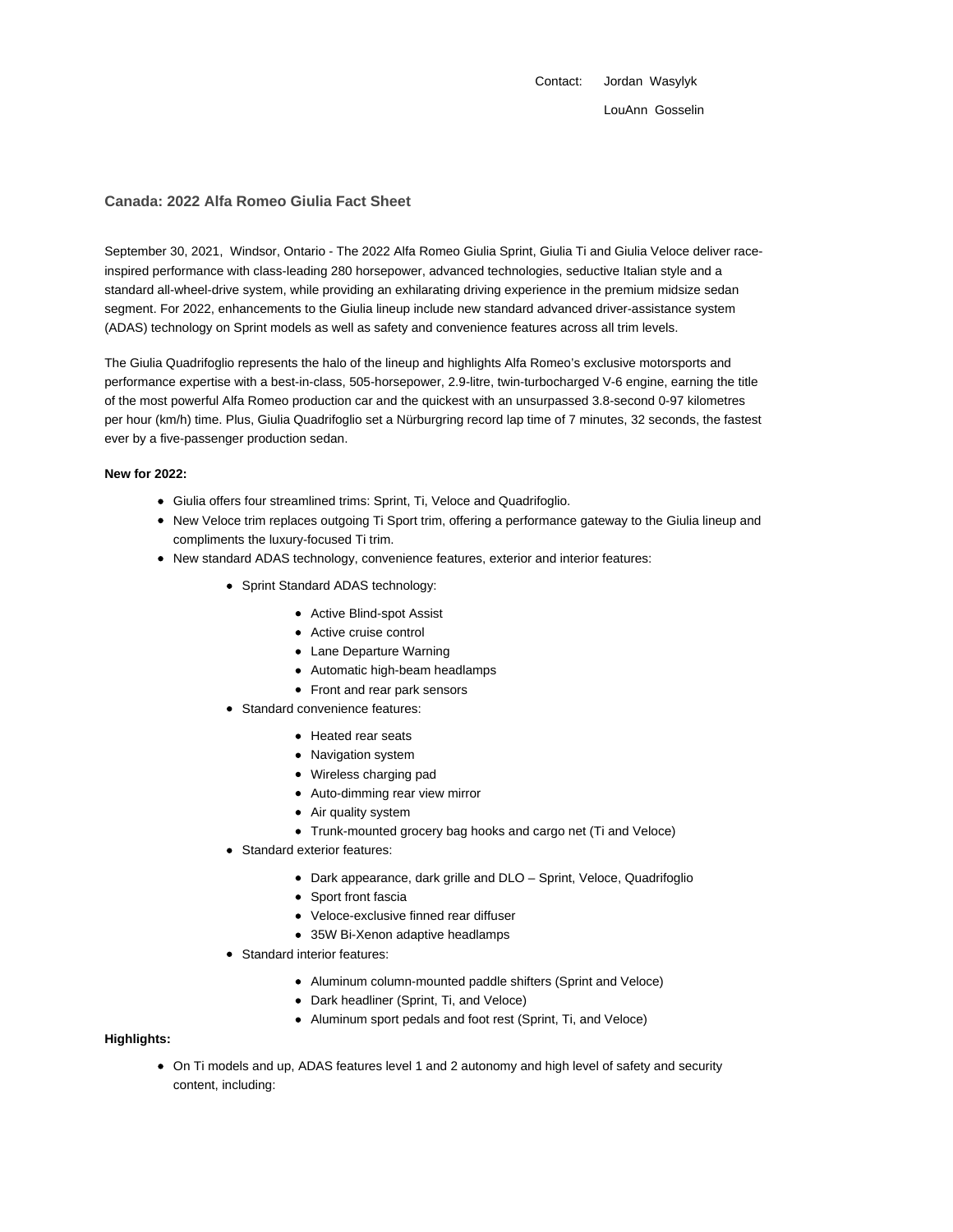Contact: Jordan Wasylyk

LouAnn Gosselin

## Canada: 2022 Alfa Romeo Giulia Fact Sheet

September 30, 2021, Windsor, Ontario - The 2022 Alfa Romeo Giulia Sprint, Giulia Ti and Giulia Veloce deliver race-inspired performance with class-leading 280 horsepower, advanced technologies, seductive Italian style and a standard all-wheel-drive system, while providing an exhilarating driving experience in the premium midsize sedan segment. For 2022, enhancements to the Giulia lineup include new standard advanced driver-assistance system (ADAS) technology on Sprint models as well as safety and convenience features across all trim levels.

The Giulia Quadrifoglio represents the halo of the lineup and highlights Alfa Romeo's exclusive motorsports and performance expertise with a best-in-class, 505-horsepower, 2.9-litre, twin-turbocharged V-6 engine, earning the title of the most powerful Alfa Romeo production car and the quickest with an unsurpassed 3.8-second 0-97 kilometres per hour (km/h) time. Plus, Giulia Quadrifoglio set a Nürburgring record lap time of 7 minutes, 32 seconds, the fastest ever by a five-passenger production sedan.

**New for 2022:**

- Giulia offers four streamlined trims: Sprint, Ti, Veloce and Quadrifoglio.
- New Veloce trim replaces outgoing Ti Sport trim, offering a performance gateway to the Giulia lineup and compliments the luxury-focused Ti trim.
- New standard ADAS technology, convenience features, exterior and interior features:
  - Sprint Standard ADAS technology:
    - Active Blind-spot Assist
    - Active cruise control
    - Lane Departure Warning
    - Automatic high-beam headlamps
    - Front and rear park sensors
  - Standard convenience features:
    - Heated rear seats
    - Navigation system
    - Wireless charging pad
    - Auto-dimming rear view mirror
    - Air quality system
    - Trunk-mounted grocery bag hooks and cargo net (Ti and Veloce)
  - Standard exterior features:
    - Dark appearance, dark grille and DLO – Sprint, Veloce, Quadrifoglio
    - Sport front fascia
    - Veloce-exclusive finned rear diffuser
    - 35W Bi-Xenon adaptive headlamps
  - Standard interior features:
    - Aluminum column-mounted paddle shifters (Sprint and Veloce)
    - Dark headliner (Sprint, Ti, and Veloce)
    - Aluminum sport pedals and foot rest (Sprint, Ti, and Veloce)

**Highlights:**

- On Ti models and up, ADAS features level 1 and 2 autonomy and high level of safety and security content, including: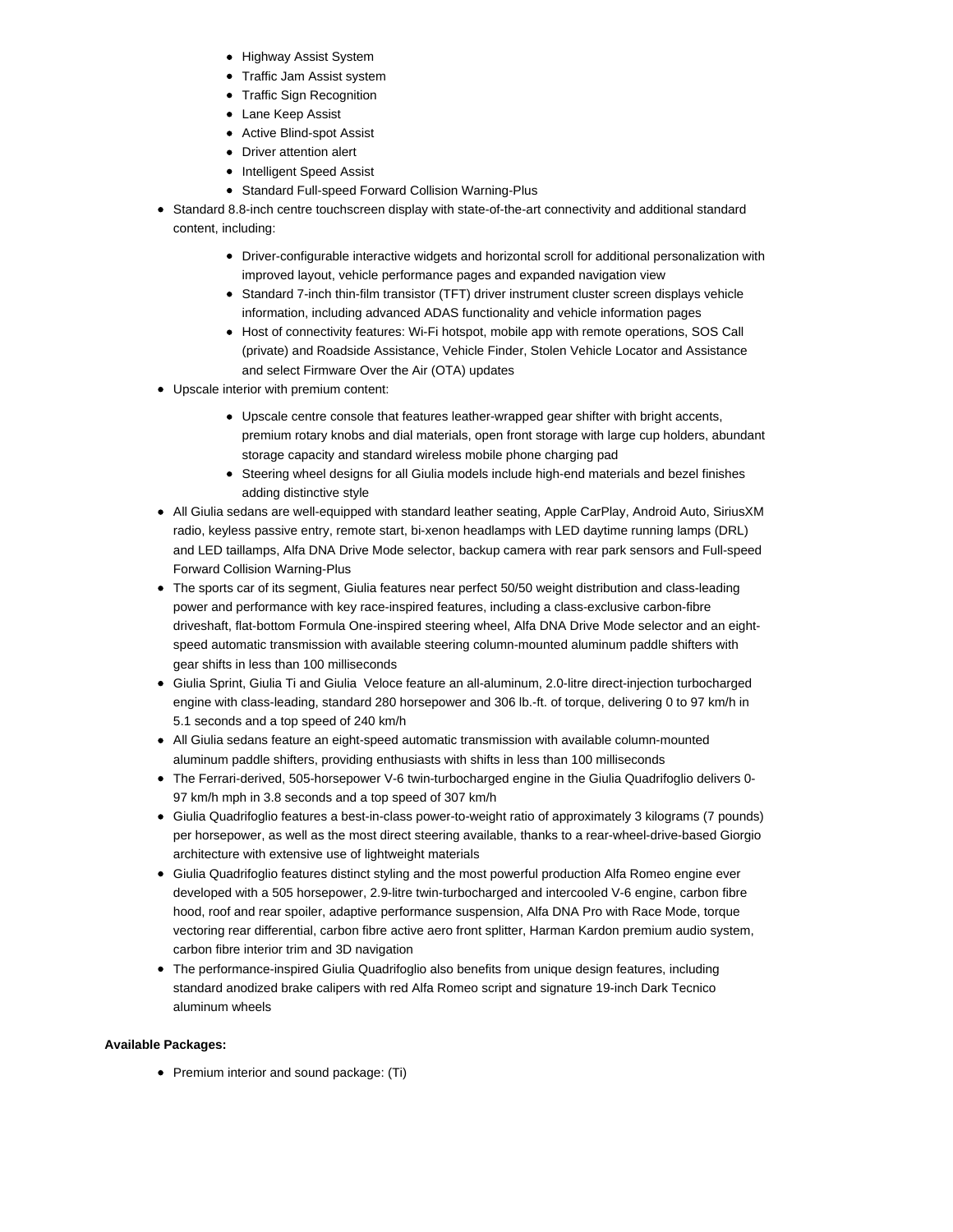- Highway Assist System
    - Traffic Jam Assist system
    - Traffic Sign Recognition
    - Lane Keep Assist
    - Active Blind-spot Assist
    - Driver attention alert
    - Intelligent Speed Assist
    - Standard Full-speed Forward Collision Warning-Plus
- Standard 8.8-inch centre touchscreen display with state-of-the-art connectivity and additional standard content, including:
    - Driver-configurable interactive widgets and horizontal scroll for additional personalization with improved layout, vehicle performance pages and expanded navigation view
    - Standard 7-inch thin-film transistor (TFT) driver instrument cluster screen displays vehicle information, including advanced ADAS functionality and vehicle information pages
    - Host of connectivity features: Wi-Fi hotspot, mobile app with remote operations, SOS Call (private) and Roadside Assistance, Vehicle Finder, Stolen Vehicle Locator and Assistance and select Firmware Over the Air (OTA) updates
- Upscale interior with premium content:
    - Upscale centre console that features leather-wrapped gear shifter with bright accents, premium rotary knobs and dial materials, open front storage with large cup holders, abundant storage capacity and standard wireless mobile phone charging pad
    - Steering wheel designs for all Giulia models include high-end materials and bezel finishes adding distinctive style
- All Giulia sedans are well-equipped with standard leather seating, Apple CarPlay, Android Auto, SiriusXM radio, keyless passive entry, remote start, bi-xenon headlamps with LED daytime running lamps (DRL) and LED taillamps, Alfa DNA Drive Mode selector, backup camera with rear park sensors and Full-speed Forward Collision Warning-Plus
- The sports car of its segment, Giulia features near perfect 50/50 weight distribution and class-leading power and performance with key race-inspired features, including a class-exclusive carbon-fibre driveshaft, flat-bottom Formula One-inspired steering wheel, Alfa DNA Drive Mode selector and an eight-speed automatic transmission with available steering column-mounted aluminum paddle shifters with gear shifts in less than 100 milliseconds
- Giulia Sprint, Giulia Ti and Giulia Veloce feature an all-aluminum, 2.0-litre direct-injection turbocharged engine with class-leading, standard 280 horsepower and 306 lb.-ft. of torque, delivering 0 to 97 km/h in 5.1 seconds and a top speed of 240 km/h
- All Giulia sedans feature an eight-speed automatic transmission with available column-mounted aluminum paddle shifters, providing enthusiasts with shifts in less than 100 milliseconds
- The Ferrari-derived, 505-horsepower V-6 twin-turbocharged engine in the Giulia Quadrifoglio delivers 0-97 km/h mph in 3.8 seconds and a top speed of 307 km/h
- Giulia Quadrifoglio features a best-in-class power-to-weight ratio of approximately 3 kilograms (7 pounds) per horsepower, as well as the most direct steering available, thanks to a rear-wheel-drive-based Giorgio architecture with extensive use of lightweight materials
- Giulia Quadrifoglio features distinct styling and the most powerful production Alfa Romeo engine ever developed with a 505 horsepower, 2.9-litre twin-turbocharged and intercooled V-6 engine, carbon fibre hood, roof and rear spoiler, adaptive performance suspension, Alfa DNA Pro with Race Mode, torque vectoring rear differential, carbon fibre active aero front splitter, Harman Kardon premium audio system, carbon fibre interior trim and 3D navigation
- The performance-inspired Giulia Quadrifoglio also benefits from unique design features, including standard anodized brake calipers with red Alfa Romeo script and signature 19-inch Dark Tecnico aluminum wheels

**Available Packages:**

- Premium interior and sound package: (Ti)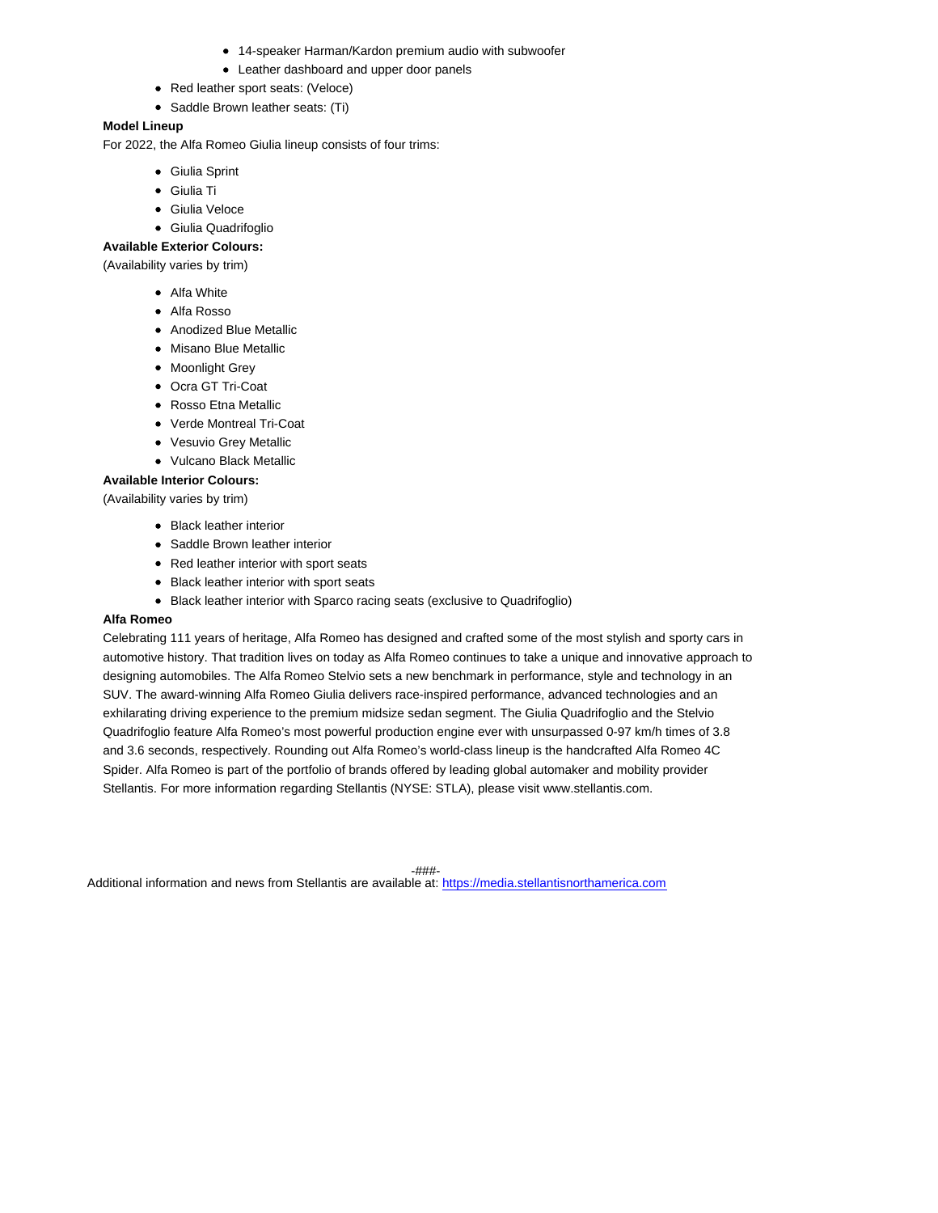- 14-speaker Harman/Kardon premium audio with subwoofer
    - Leather dashboard and upper door panels
- Red leather sport seats: (Veloce)
- Saddle Brown leather seats: (Ti)

**Model Lineup**

For 2022, the Alfa Romeo Giulia lineup consists of four trims:

- Giulia Sprint
- Giulia Ti
- Giulia Veloce
- Giulia Quadrifoglio

**Available Exterior Colours:**

(Availability varies by trim)

- Alfa White
- Alfa Rosso
- Anodized Blue Metallic
- Misano Blue Metallic
- Moonlight Grey
- Ocra GT Tri-Coat
- Rosso Etna Metallic
- Verde Montreal Tri-Coat
- Vesuvio Grey Metallic
- Vulcano Black Metallic

**Available Interior Colours:**

(Availability varies by trim)

- Black leather interior
- Saddle Brown leather interior
- Red leather interior with sport seats
- Black leather interior with sport seats
- Black leather interior with Sparco racing seats (exclusive to Quadrifoglio)

**Alfa Romeo**

Celebrating 111 years of heritage, Alfa Romeo has designed and crafted some of the most stylish and sporty cars in automotive history. That tradition lives on today as Alfa Romeo continues to take a unique and innovative approach to designing automobiles. The Alfa Romeo Stelvio sets a new benchmark in performance, style and technology in an SUV. The award-winning Alfa Romeo Giulia delivers race-inspired performance, advanced technologies and an exhilarating driving experience to the premium midsize sedan segment. The Giulia Quadrifoglio and the Stelvio Quadrifoglio feature Alfa Romeo's most powerful production engine ever with unsurpassed 0-97 km/h times of 3.8 and 3.6 seconds, respectively. Rounding out Alfa Romeo's world-class lineup is the handcrafted Alfa Romeo 4C Spider. Alfa Romeo is part of the portfolio of brands offered by leading global automaker and mobility provider Stellantis. For more information regarding Stellantis (NYSE: STLA), please visit www.stellantis.com.

-###-

Additional information and news from Stellantis are available at: https://media.stellantisnorthamerica.com